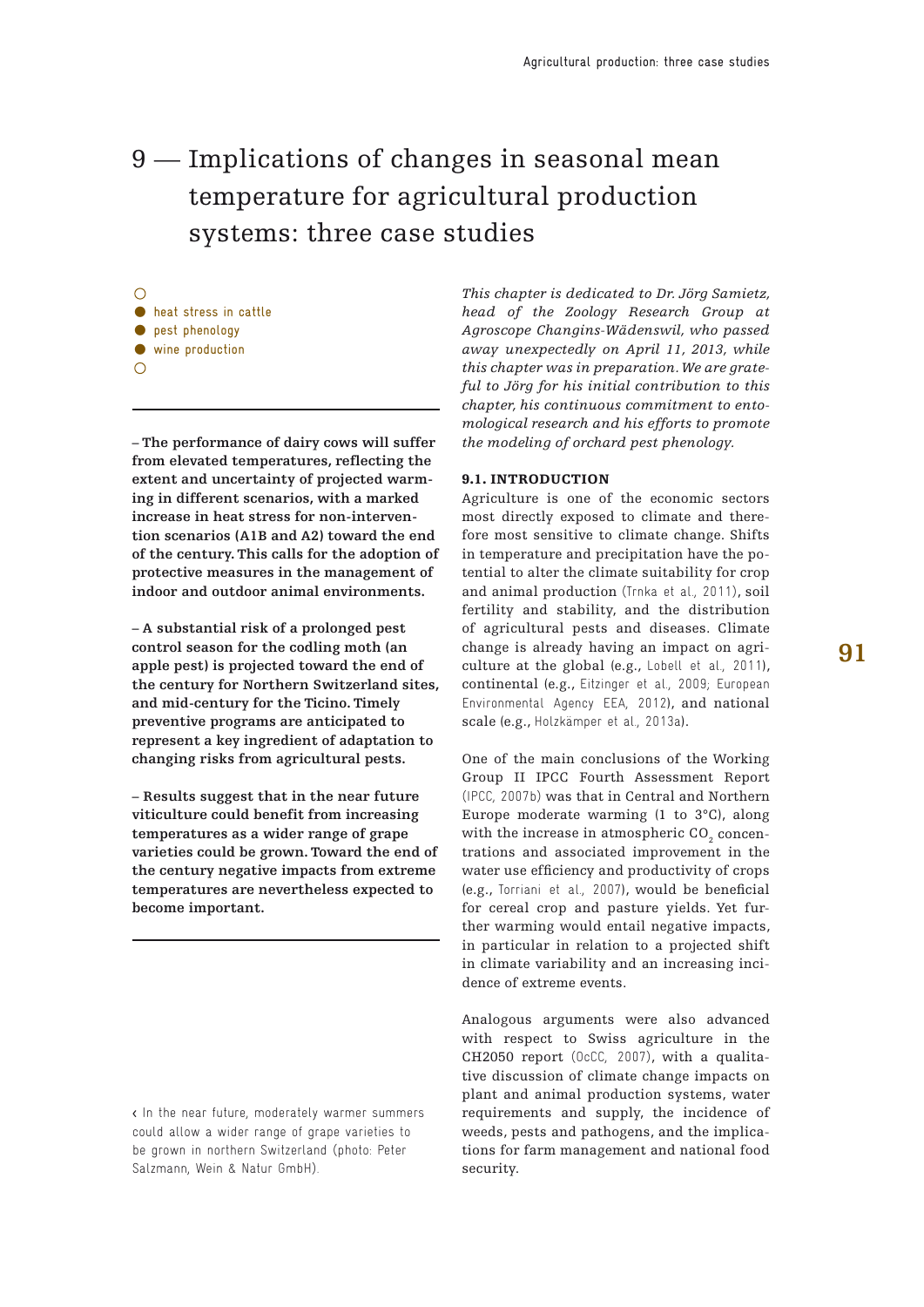# 9 — Implications of changes in seasonal mean temperature for agricultural production systems: three case studies

- heat stress in cattle
- pest phenology
- wine production

**– The performance of dairy cows will suffer from elevated temperatures, reflecting the extent and uncertainty of projected warming in different scenarios, with a marked increase in heat stress for non-intervention scenarios (A1B and A2) toward the end of the century. This calls for the adoption of protective measures in the management of indoor and outdoor animal environments.**

**– A substantial risk of a prolonged pest control season for the codling moth (an apple pest) is projected toward the end of the century for Northern Switzerland sites, and mid-century for the Ticino. Timely preventive programs are anticipated to represent a key ingredient of adaptation to changing risks from agricultural pests.**

**– Results suggest that in the near future viticulture could benefit from increasing temperatures as a wider range of grape varieties could be grown. Toward the end of the century negative impacts from extreme temperatures are nevertheless expected to become important.**

‹ In the near future, moderately warmer summers could allow a wider range of grape varieties to be grown in northern Switzerland (photo: Peter Salzmann, Wein & Natur GmbH).

*This chapter is dedicated to Dr. Jörg Samietz, head of the Zoology Research Group at Agroscope Changins-Wädenswil, who passed away unexpectedly on April 11, 2013, while this chapter was in preparation. We are grateful to Jörg for his initial contribution to this chapter, his continuous commitment to entomological research and his efforts to promote the modeling of orchard pest phenology.*

## 9.1. INTRODUCTION

Agriculture is one of the economic sectors most directly exposed to climate and therefore most sensitive to climate change. Shifts in temperature and precipitation have the potential to alter the climate suitability for crop and animal production (Trnka et al., 2011), soil fertility and stability, and the distribution of agricultural pests and diseases. Climate change is already having an impact on agriculture at the global (e.g., Lobell et al., 2011), continental (e.g., Eitzinger et al., 2009; European Environmental Agency EEA, 2012), and national scale (e.g., Holzkämper et al., 2013a).

One of the main conclusions of the Working Group II IPCC Fourth Assessment Report (IPCC, 2007b) was that in Central and Northern Europe moderate warming (1 to 3°C), along with the increase in atmospheric $CO_2$ concentrations and associated improvement in the water use efficiency and productivity of crops (e.g., Torriani et al., 2007), would be beneficial for cereal crop and pasture yields. Yet further warming would entail negative impacts, in particular in relation to a projected shift in climate variability and an increasing incidence of extreme events.

Analogous arguments were also advanced with respect to Swiss agriculture in the CH2050 report (OcCC, 2007), with a qualitative discussion of climate change impacts on plant and animal production systems, water requirements and supply, the incidence of weeds, pests and pathogens, and the implications for farm management and national food security.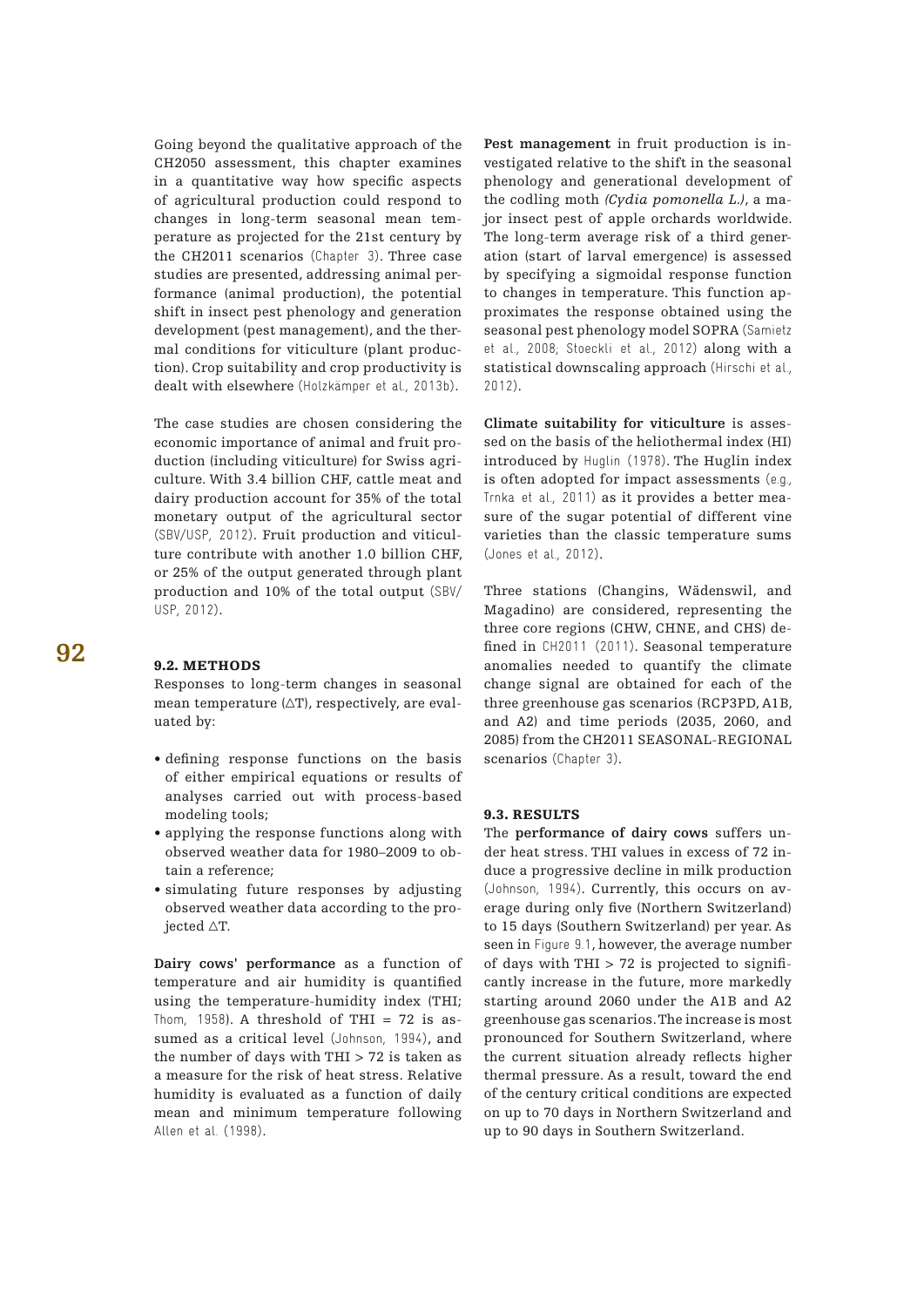Going beyond the qualitative approach of the CH2050 assessment, this chapter examines in a quantitative way how specific aspects of agricultural production could respond to changes in long-term seasonal mean temperature as projected for the 21st century by the CH2011 scenarios (Chapter 3). Three case studies are presented, addressing animal performance (animal production), the potential shift in insect pest phenology and generation development (pest management), and the thermal conditions for viticulture (plant production). Crop suitability and crop productivity is dealt with elsewhere (Holzkämper et al., 2013b).

The case studies are chosen considering the economic importance of animal and fruit production (including viticulture) for Swiss agriculture. With 3.4 billion CHF, cattle meat and dairy production account for 35% of the total monetary output of the agricultural sector (SBV/USP, 2012). Fruit production and viticulture contribute with another 1.0 billion CHF, or 25% of the output generated through plant production and 10% of the total output (SBV/USP, 2012).

### 9.2. METHODS

Responses to long-term changes in seasonal mean temperature ($\triangle$T), respectively, are evaluated by:

- defining response functions on the basis of either empirical equations or results of analyses carried out with process-based modeling tools;
- applying the response functions along with observed weather data for 1980–2009 to obtain a reference;
- simulating future responses by adjusting observed weather data according to the projected $\triangle$T.

**Dairy cows' performance** as a function of temperature and air humidity is quantified using the temperature-humidity index (THI; Thom, 1958). A threshold of THI = 72 is assumed as a critical level (Johnson, 1994), and the number of days with THI > 72 is taken as a measure for the risk of heat stress. Relative humidity is evaluated as a function of daily mean and minimum temperature following Allen et al. (1998).

**Pest management** in fruit production is investigated relative to the shift in the seasonal phenology and generational development of the codling moth *(Cydia pomonella L.)*, a major insect pest of apple orchards worldwide. The long-term average risk of a third generation (start of larval emergence) is assessed by specifying a sigmoidal response function to changes in temperature. This function approximates the response obtained using the seasonal pest phenology model SOPRA (Samietz et al., 2008; Stoeckli et al., 2012) along with a statistical downscaling approach (Hirschi et al., 2012).

**Climate suitability for viticulture** is assessed on the basis of the heliothermal index (HI) introduced by Huglin (1978). The Huglin index is often adopted for impact assessments (e.g., Trnka et al., 2011) as it provides a better measure of the sugar potential of different vine varieties than the classic temperature sums (Jones et al., 2012).

Three stations (Changins, Wädenswil, and Magadino) are considered, representing the three core regions (CHW, CHNE, and CHS) defined in CH2011 (2011). Seasonal temperature anomalies needed to quantify the climate change signal are obtained for each of the three greenhouse gas scenarios (RCP3PD, A1B, and A2) and time periods (2035, 2060, and 2085) from the CH2011 SEASONAL-REGIONAL scenarios (Chapter 3).

### 9.3. RESULTS

The **performance of dairy cows** suffers under heat stress. THI values in excess of 72 induce a progressive decline in milk production (Johnson, 1994). Currently, this occurs on average during only five (Northern Switzerland) to 15 days (Southern Switzerland) per year. As seen in Figure 9.1, however, the average number of days with THI > 72 is projected to significantly increase in the future, more markedly starting around 2060 under the A1B and A2 greenhouse gas scenarios. The increase is most pronounced for Southern Switzerland, where the current situation already reflects higher thermal pressure. As a result, toward the end of the century critical conditions are expected on up to 70 days in Northern Switzerland and up to 90 days in Southern Switzerland.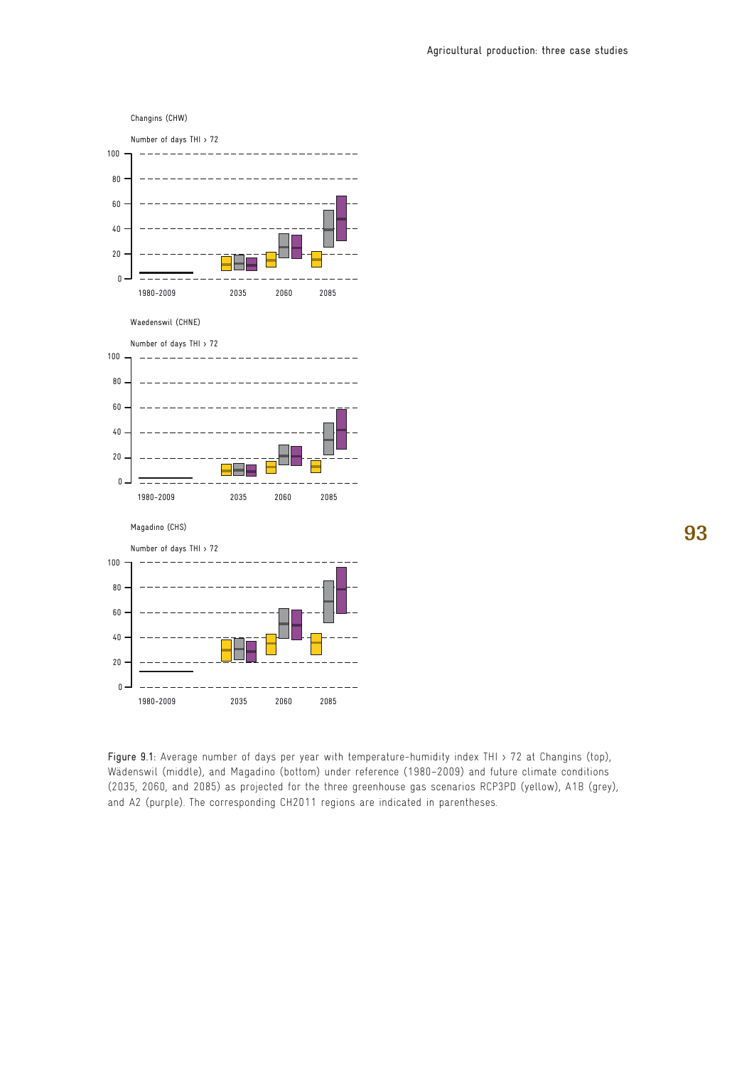Figure 9.1: Average number of days per year with temperature-humidity index THI › 72 at Changins (top), Wädenswil (middle), and Magadino (bottom) under reference (1980–2009) and future climate conditions (2035, 2060, and 2085) as projected for the three greenhouse gas scenarios RCP3PD (yellow), A1B (grey), and A2 (purple). The corresponding CH2011 regions are indicated in parentheses.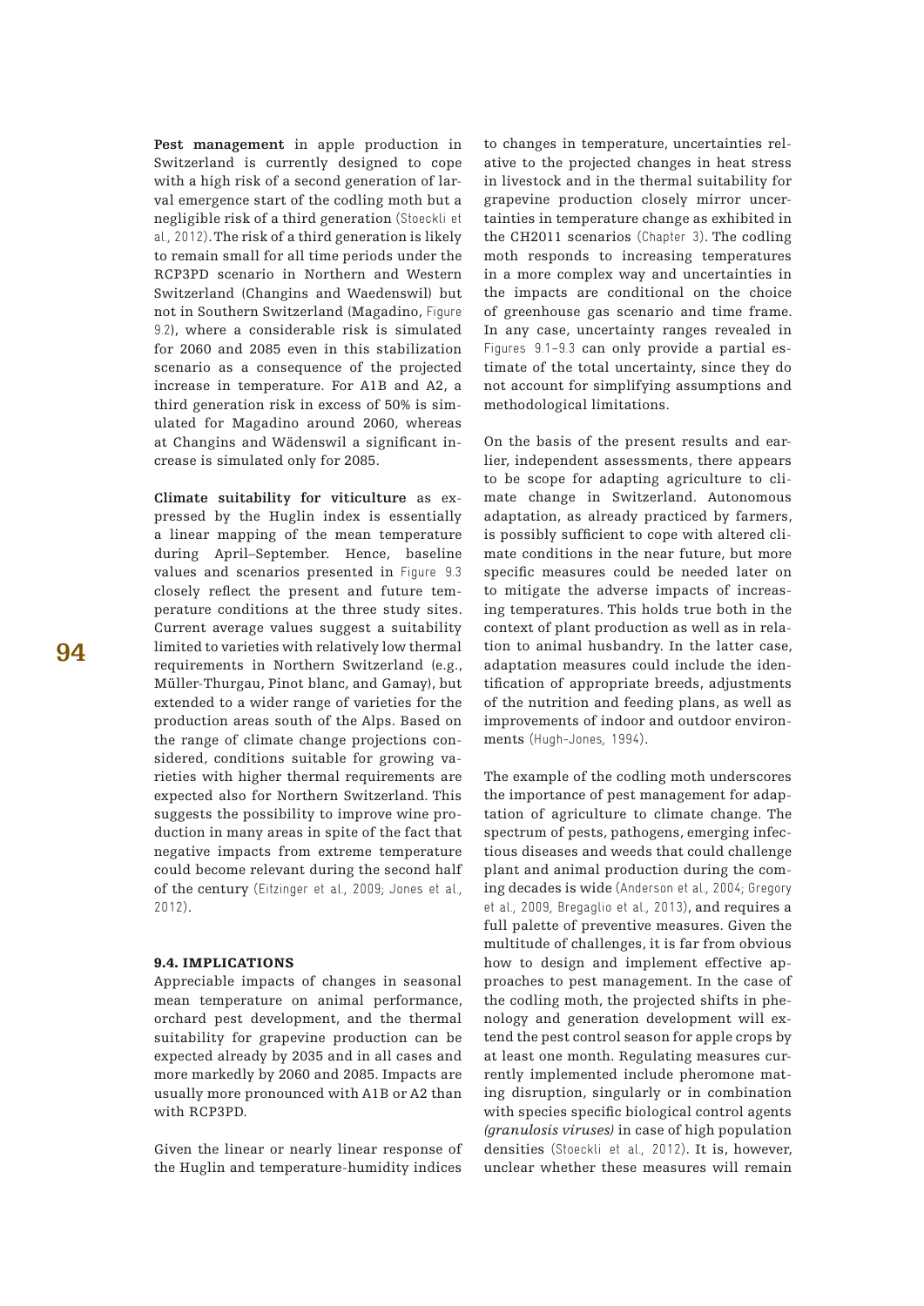**Pest management** in apple production in Switzerland is currently designed to cope with a high risk of a second generation of larval emergence start of the codling moth but a negligible risk of a third generation (Stoeckli et al., 2012). The risk of a third generation is likely to remain small for all time periods under the RCP3PD scenario in Northern and Western Switzerland (Changins and Waedenswil) but not in Southern Switzerland (Magadino, Figure 9.2), where a considerable risk is simulated for 2060 and 2085 even in this stabilization scenario as a consequence of the projected increase in temperature. For A1B and A2, a third generation risk in excess of 50% is simulated for Magadino around 2060, whereas at Changins and Wädenswil a significant increase is simulated only for 2085.

**Climate suitability for viticulture** as expressed by the Huglin index is essentially a linear mapping of the mean temperature during April–September. Hence, baseline values and scenarios presented in Figure 9.3 closely reflect the present and future temperature conditions at the three study sites. Current average values suggest a suitability limited to varieties with relatively low thermal requirements in Northern Switzerland (e.g., Müller-Thurgau, Pinot blanc, and Gamay), but extended to a wider range of varieties for the production areas south of the Alps. Based on the range of climate change projections considered, conditions suitable for growing varieties with higher thermal requirements are expected also for Northern Switzerland. This suggests the possibility to improve wine production in many areas in spite of the fact that negative impacts from extreme temperature could become relevant during the second half of the century (Eitzinger et al., 2009; Jones et al., 2012).

### 9.4. IMPLICATIONS

Appreciable impacts of changes in seasonal mean temperature on animal performance, orchard pest development, and the thermal suitability for grapevine production can be expected already by 2035 and in all cases and more markedly by 2060 and 2085. Impacts are usually more pronounced with A1B or A2 than with RCP3PD.

Given the linear or nearly linear response of the Huglin and temperature-humidity indices to changes in temperature, uncertainties relative to the projected changes in heat stress in livestock and in the thermal suitability for grapevine production closely mirror uncertainties in temperature change as exhibited in the CH2011 scenarios (Chapter 3). The codling moth responds to increasing temperatures in a more complex way and uncertainties in the impacts are conditional on the choice of greenhouse gas scenario and time frame. In any case, uncertainty ranges revealed in Figures 9.1–9.3 can only provide a partial estimate of the total uncertainty, since they do not account for simplifying assumptions and methodological limitations.

On the basis of the present results and earlier, independent assessments, there appears to be scope for adapting agriculture to climate change in Switzerland. Autonomous adaptation, as already practiced by farmers, is possibly sufficient to cope with altered climate conditions in the near future, but more specific measures could be needed later on to mitigate the adverse impacts of increasing temperatures. This holds true both in the context of plant production as well as in relation to animal husbandry. In the latter case, adaptation measures could include the identification of appropriate breeds, adjustments of the nutrition and feeding plans, as well as improvements of indoor and outdoor environments (Hugh-Jones, 1994).

The example of the codling moth underscores the importance of pest management for adaptation of agriculture to climate change. The spectrum of pests, pathogens, emerging infectious diseases and weeds that could challenge plant and animal production during the coming decades is wide (Anderson et al., 2004; Gregory et al., 2009, Bregaglio et al., 2013), and requires a full palette of preventive measures. Given the multitude of challenges, it is far from obvious how to design and implement effective approaches to pest management. In the case of the codling moth, the projected shifts in phenology and generation development will extend the pest control season for apple crops by at least one month. Regulating measures currently implemented include pheromone mating disruption, singularly or in combination with species specific biological control agents *(granulosis viruses)* in case of high population densities (Stoeckli et al., 2012). It is, however, unclear whether these measures will remain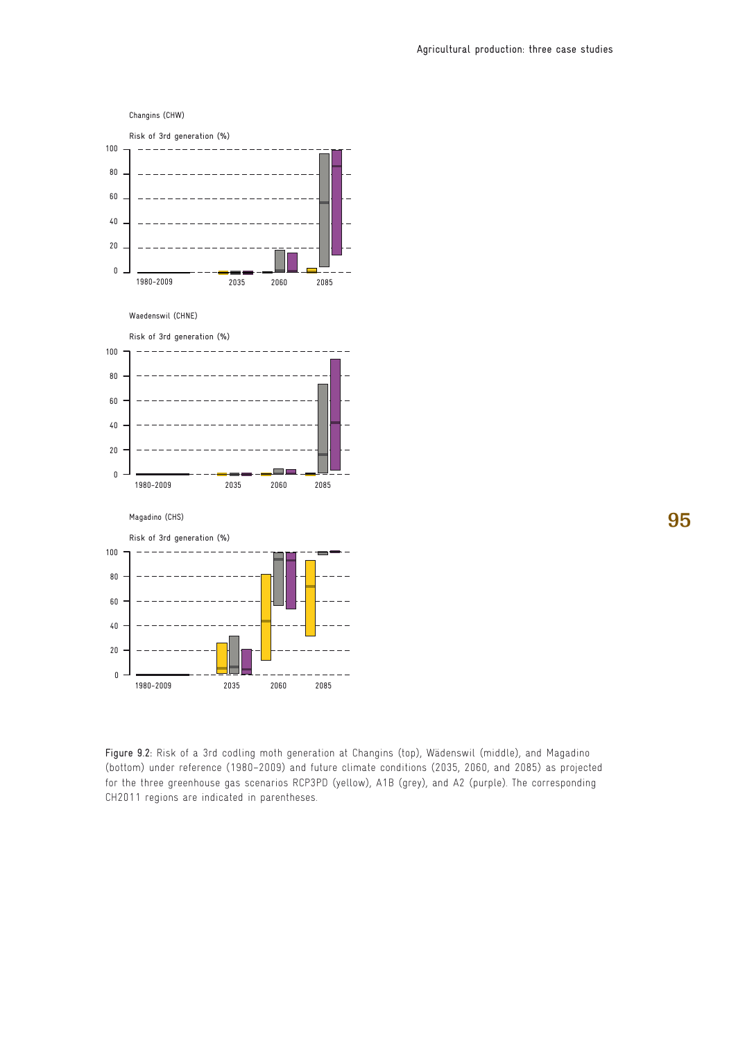Changins (CHW)

Risk of 3rd generation (%)

Waedenswil (CHNE)

Risk of 3rd generation (%)

Magadino (CHS)

Risk of 3rd generation (%)

Figure 9.2: Risk of a 3rd codling moth generation at Changins (top), Wädenswil (middle), and Magadino (bottom) under reference (1980–2009) and future climate conditions (2035, 2060, and 2085) as projected for the three greenhouse gas scenarios RCP3PD (yellow), A1B (grey), and A2 (purple). The corresponding CH2011 regions are indicated in parentheses.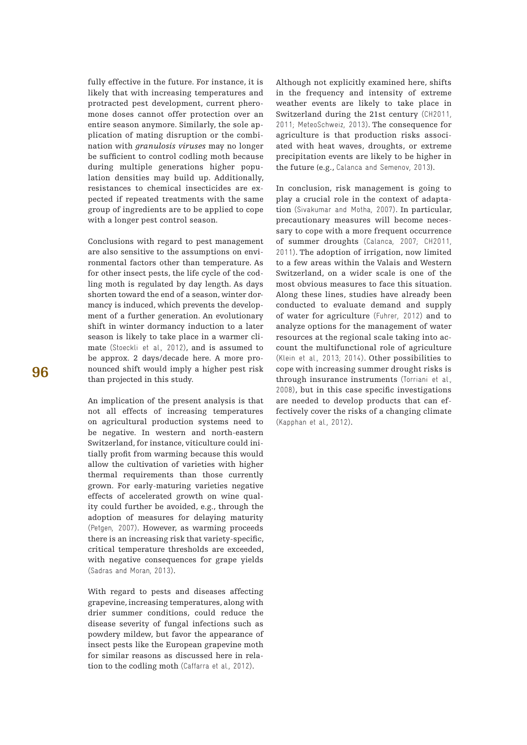fully effective in the future. For instance, it is likely that with increasing temperatures and protracted pest development, current pheromone doses cannot offer protection over an entire season anymore. Similarly, the sole application of mating disruption or the combination with *granulosis viruses* may no longer be sufficient to control codling moth because during multiple generations higher population densities may build up. Additionally, resistances to chemical insecticides are expected if repeated treatments with the same group of ingredients are to be applied to cope with a longer pest control season.

Conclusions with regard to pest management are also sensitive to the assumptions on environmental factors other than temperature. As for other insect pests, the life cycle of the codling moth is regulated by day length. As days shorten toward the end of a season, winter dormancy is induced, which prevents the development of a further generation. An evolutionary shift in winter dormancy induction to a later season is likely to take place in a warmer climate (Stoeckli et al., 2012), and is assumed to be approx. 2 days/decade here. A more pronounced shift would imply a higher pest risk than projected in this study.

An implication of the present analysis is that not all effects of increasing temperatures on agricultural production systems need to be negative. In western and north-eastern Switzerland, for instance, viticulture could initially profit from warming because this would allow the cultivation of varieties with higher thermal requirements than those currently grown. For early-maturing varieties negative effects of accelerated growth on wine quality could further be avoided, e.g., through the adoption of measures for delaying maturity (Petgen, 2007). However, as warming proceeds there is an increasing risk that variety-specific, critical temperature thresholds are exceeded, with negative consequences for grape yields (Sadras and Moran, 2013).

With regard to pests and diseases affecting grapevine, increasing temperatures, along with drier summer conditions, could reduce the disease severity of fungal infections such as powdery mildew, but favor the appearance of insect pests like the European grapevine moth for similar reasons as discussed here in relation to the codling moth (Caffarra et al., 2012).

Although not explicitly examined here, shifts in the frequency and intensity of extreme weather events are likely to take place in Switzerland during the 21st century (CH2011, 2011; MeteoSchweiz, 2013). The consequence for agriculture is that production risks associated with heat waves, droughts, or extreme precipitation events are likely to be higher in the future (e.g., Calanca and Semenov, 2013).

In conclusion, risk management is going to play a crucial role in the context of adaptation (Sivakumar and Motha, 2007). In particular, precautionary measures will become necessary to cope with a more frequent occurrence of summer droughts (Calanca, 2007; CH2011, 2011). The adoption of irrigation, now limited to a few areas within the Valais and Western Switzerland, on a wider scale is one of the most obvious measures to face this situation. Along these lines, studies have already been conducted to evaluate demand and supply of water for agriculture (Fuhrer, 2012) and to analyze options for the management of water resources at the regional scale taking into account the multifunctional role of agriculture (Klein et al., 2013; 2014). Other possibilities to cope with increasing summer drought risks is through insurance instruments (Torriani et al., 2008), but in this case specific investigations are needed to develop products that can effectively cover the risks of a changing climate (Kapphan et al., 2012).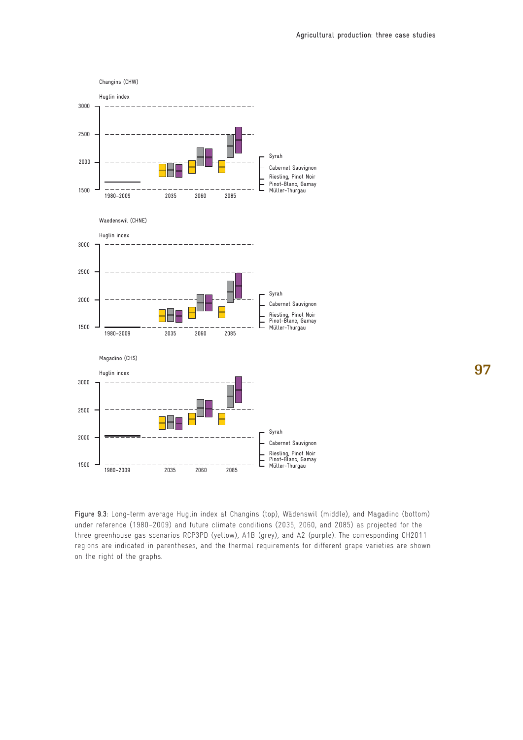Changins (CHW)

Huglin index

3000

2500

2000

1500

1980–2009

2035

2060

2085

Syrah

Cabernet Sauvignon

Riesling, Pinot Noir

Pinot-Blanc, Gamay

Müller-Thurgau

Waedenswil (CHNE)

Huglin index

3000

2500

2000

1500

1980–2009

2035

2060

2085

Syrah

Cabernet Sauvignon

Riesling, Pinot Noir

Pinot-Blanc, Gamay

Müller-Thurgau

Magadino (CHS)

Huglin index

3000

2500

2000

1500

1980–2009

2035

2060

2085

Syrah

Cabernet Sauvignon

Riesling, Pinot Noir

Pinot-Blanc, Gamay

Müller-Thurgau

Figure 9.3: Long-term average Huglin index at Changins (top), Wädenswil (middle), and Magadino (bottom) under reference (1980–2009) and future climate conditions (2035, 2060, and 2085) as projected for the three greenhouse gas scenarios RCP3PD (yellow), A1B (grey), and A2 (purple). The corresponding CH2011 regions are indicated in parentheses, and the thermal requirements for different grape varieties are shown on the right of the graphs.